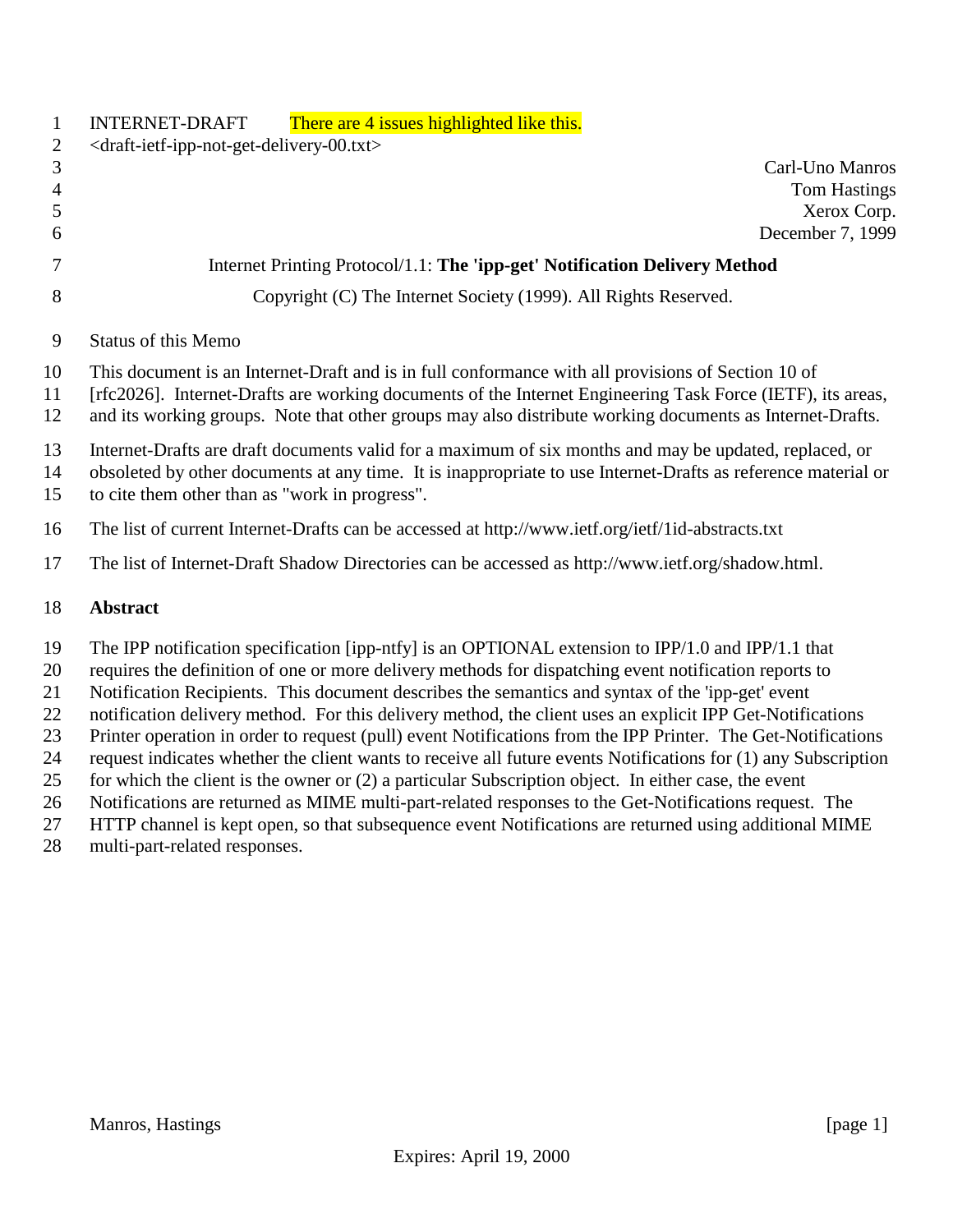INTERNET-DRAFT There are 4 issues highlighted like this.
<draft-ietf-ipp-not-get-delivery-00.txt>

Carl-Uno Manros
Tom Hastings
Xerox Corp.
December 7, 1999

Internet Printing Protocol/1.1: **The 'ipp-get' Notification Delivery Method**

Copyright (C) The Internet Society (1999). All Rights Reserved.

Status of this Memo

This document is an Internet-Draft and is in full conformance with all provisions of Section 10 of [rfc2026]. Internet-Drafts are working documents of the Internet Engineering Task Force (IETF), its areas, and its working groups. Note that other groups may also distribute working documents as Internet-Drafts.

Internet-Drafts are draft documents valid for a maximum of six months and may be updated, replaced, or obsoleted by other documents at any time. It is inappropriate to use Internet-Drafts as reference material or to cite them other than as "work in progress".

The list of current Internet-Drafts can be accessed at http://www.ietf.org/ietf/1id-abstracts.txt

The list of Internet-Draft Shadow Directories can be accessed as http://www.ietf.org/shadow.html.

**Abstract**

The IPP notification specification [ipp-ntfy] is an OPTIONAL extension to IPP/1.0 and IPP/1.1 that requires the definition of one or more delivery methods for dispatching event notification reports to Notification Recipients. This document describes the semantics and syntax of the 'ipp-get' event notification delivery method. For this delivery method, the client uses an explicit IPP Get-Notifications Printer operation in order to request (pull) event Notifications from the IPP Printer. The Get-Notifications request indicates whether the client wants to receive all future events Notifications for (1) any Subscription for which the client is the owner or (2) a particular Subscription object. In either case, the event Notifications are returned as MIME multi-part-related responses to the Get-Notifications request. The HTTP channel is kept open, so that subsequence event Notifications are returned using additional MIME multi-part-related responses.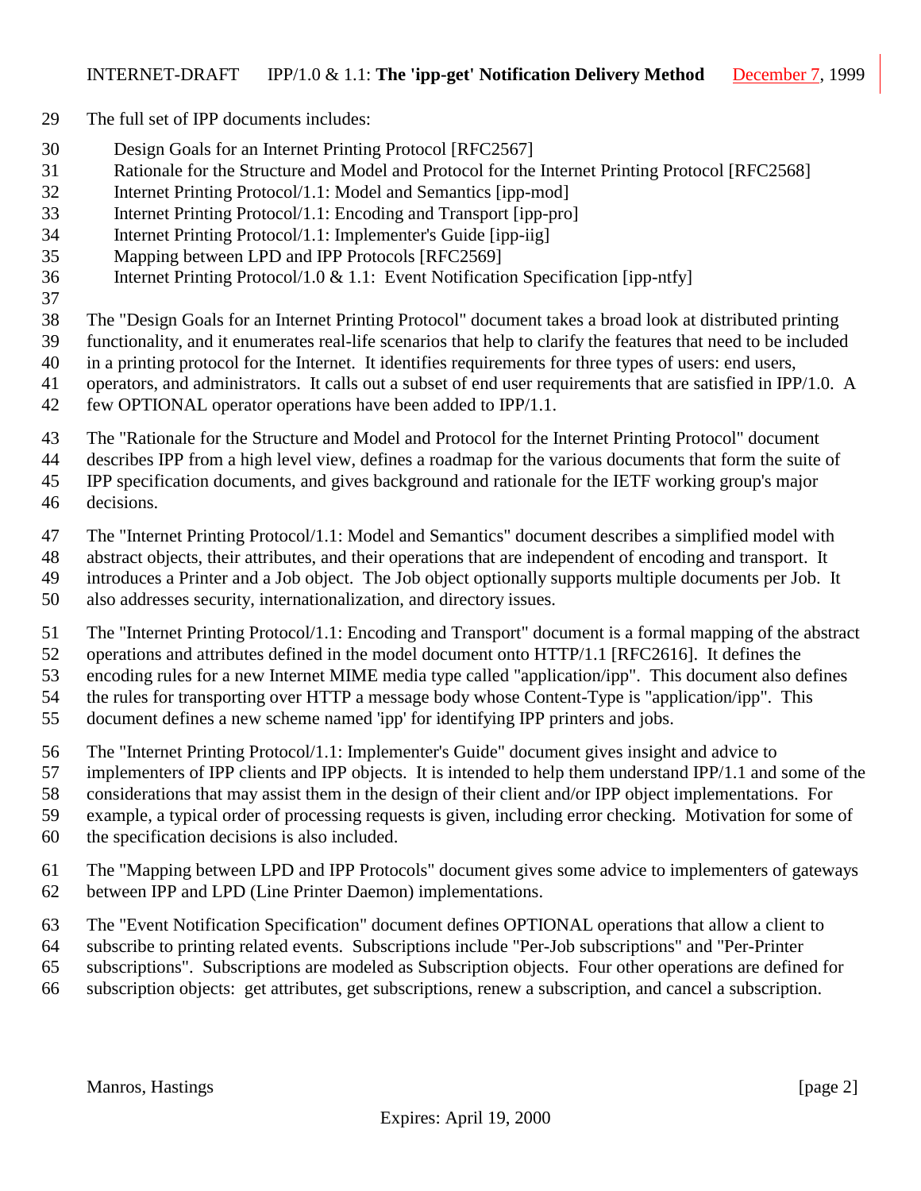The full set of IPP documents includes:

- Design Goals for an Internet Printing Protocol [RFC2567]
- Rationale for the Structure and Model and Protocol for the Internet Printing Protocol [RFC2568]
- Internet Printing Protocol/1.1: Model and Semantics [ipp-mod]
- Internet Printing Protocol/1.1: Encoding and Transport [ipp-pro]
- Internet Printing Protocol/1.1: Implementer's Guide [ipp-iig]
- Mapping between LPD and IPP Protocols [RFC2569]
- Internet Printing Protocol/1.0 & 1.1: Event Notification Specification [ipp-ntfy]

The "Design Goals for an Internet Printing Protocol" document takes a broad look at distributed printing functionality, and it enumerates real-life scenarios that help to clarify the features that need to be included in a printing protocol for the Internet. It identifies requirements for three types of users: end users, operators, and administrators. It calls out a subset of end user requirements that are satisfied in IPP/1.0. A few OPTIONAL operator operations have been added to IPP/1.1.

The "Rationale for the Structure and Model and Protocol for the Internet Printing Protocol" document describes IPP from a high level view, defines a roadmap for the various documents that form the suite of IPP specification documents, and gives background and rationale for the IETF working group's major decisions.

The "Internet Printing Protocol/1.1: Model and Semantics" document describes a simplified model with abstract objects, their attributes, and their operations that are independent of encoding and transport. It introduces a Printer and a Job object. The Job object optionally supports multiple documents per Job. It also addresses security, internationalization, and directory issues.

The "Internet Printing Protocol/1.1: Encoding and Transport" document is a formal mapping of the abstract operations and attributes defined in the model document onto HTTP/1.1 [RFC2616]. It defines the encoding rules for a new Internet MIME media type called "application/ipp". This document also defines the rules for transporting over HTTP a message body whose Content-Type is "application/ipp". This document defines a new scheme named 'ipp' for identifying IPP printers and jobs.

The "Internet Printing Protocol/1.1: Implementer's Guide" document gives insight and advice to implementers of IPP clients and IPP objects. It is intended to help them understand IPP/1.1 and some of the considerations that may assist them in the design of their client and/or IPP object implementations. For example, a typical order of processing requests is given, including error checking. Motivation for some of the specification decisions is also included.

The "Mapping between LPD and IPP Protocols" document gives some advice to implementers of gateways between IPP and LPD (Line Printer Daemon) implementations.

The "Event Notification Specification" document defines OPTIONAL operations that allow a client to subscribe to printing related events. Subscriptions include "Per-Job subscriptions" and "Per-Printer subscriptions". Subscriptions are modeled as Subscription objects. Four other operations are defined for subscription objects: get attributes, get subscriptions, renew a subscription, and cancel a subscription.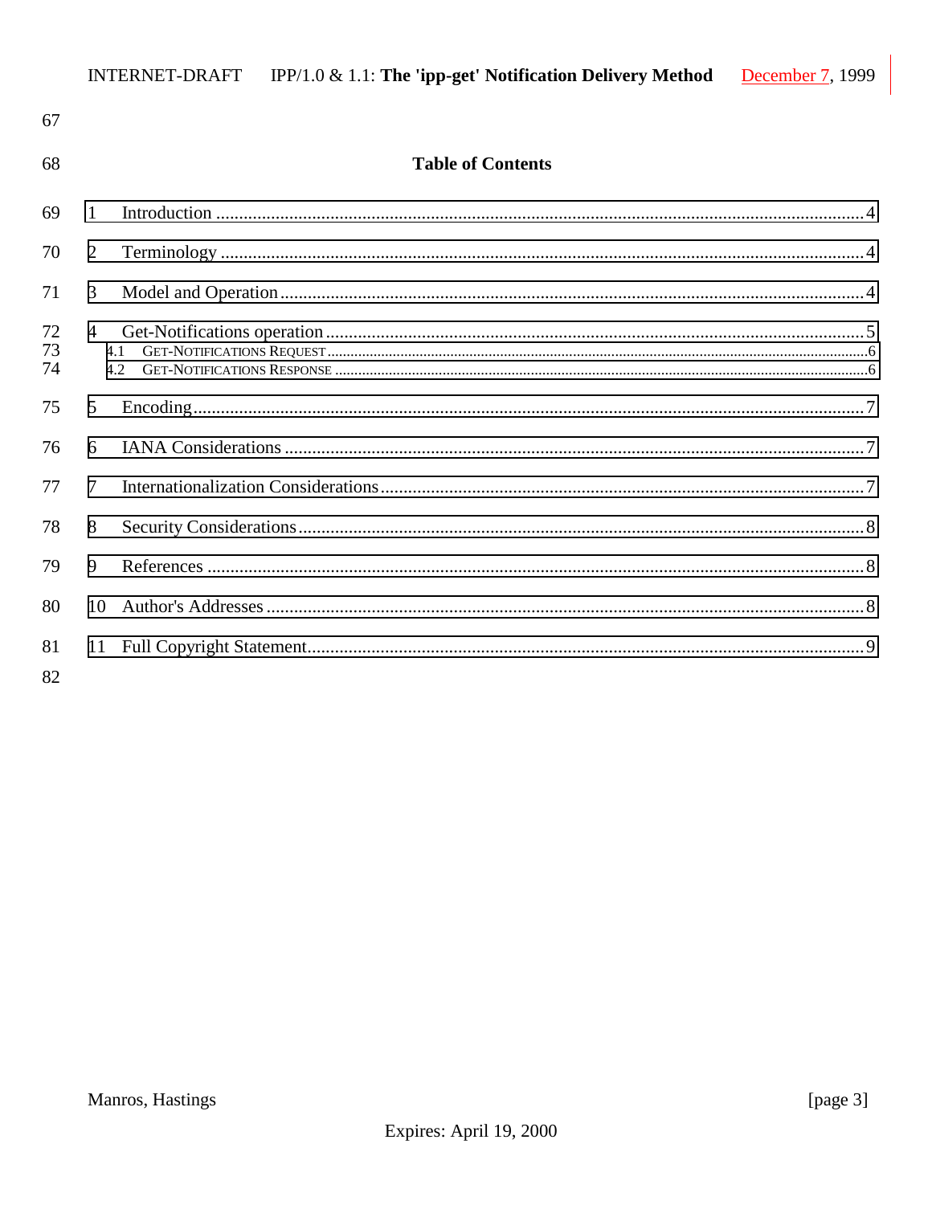## Table of Contents

1 Introduction ........................................................................................................................................4

2 Terminology ........................................................................................................................................4

3 Model and Operation ..........................................................................................................................4

4 Get-Notifications operation .................................................................................................................5

4.1 GET-NOTIFICATIONS REQUEST ............................................................................................................6

4.2 GET-NOTIFICATIONS RESPONSE ..........................................................................................................6

5 Encoding..............................................................................................................................................7

6 IANA Considerations ..........................................................................................................................7

7 Internationalization Considerations.....................................................................................................7

8 Security Considerations.......................................................................................................................8

9 References ...........................................................................................................................................8

10 Author's Addresses .............................................................................................................................8

11 Full Copyright Statement....................................................................................................................9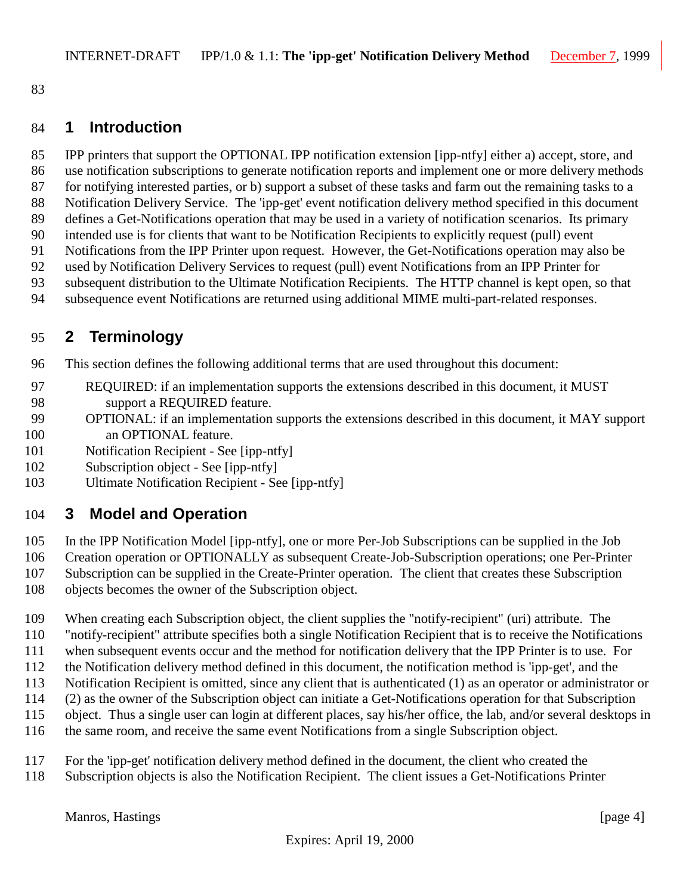# 1 Introduction

IPP printers that support the OPTIONAL IPP notification extension [ipp-ntfy] either a) accept, store, and use notification subscriptions to generate notification reports and implement one or more delivery methods for notifying interested parties, or b) support a subset of these tasks and farm out the remaining tasks to a Notification Delivery Service. The 'ipp-get' event notification delivery method specified in this document defines a Get-Notifications operation that may be used in a variety of notification scenarios. Its primary intended use is for clients that want to be Notification Recipients to explicitly request (pull) event Notifications from the IPP Printer upon request. However, the Get-Notifications operation may also be used by Notification Delivery Services to request (pull) event Notifications from an IPP Printer for subsequent distribution to the Ultimate Notification Recipients. The HTTP channel is kept open, so that subsequence event Notifications are returned using additional MIME multi-part-related responses.

# 2 Terminology

This section defines the following additional terms that are used throughout this document:

- REQUIRED: if an implementation supports the extensions described in this document, it MUST support a REQUIRED feature.
- OPTIONAL: if an implementation supports the extensions described in this document, it MAY support an OPTIONAL feature.
- Notification Recipient - See [ipp-ntfy]
- Subscription object - See [ipp-ntfy]
- Ultimate Notification Recipient - See [ipp-ntfy]

# 3 Model and Operation

In the IPP Notification Model [ipp-ntfy], one or more Per-Job Subscriptions can be supplied in the Job Creation operation or OPTIONALLY as subsequent Create-Job-Subscription operations; one Per-Printer Subscription can be supplied in the Create-Printer operation. The client that creates these Subscription objects becomes the owner of the Subscription object.

When creating each Subscription object, the client supplies the "notify-recipient" (uri) attribute. The "notify-recipient" attribute specifies both a single Notification Recipient that is to receive the Notifications when subsequent events occur and the method for notification delivery that the IPP Printer is to use. For the Notification delivery method defined in this document, the notification method is 'ipp-get', and the Notification Recipient is omitted, since any client that is authenticated (1) as an operator or administrator or (2) as the owner of the Subscription object can initiate a Get-Notifications operation for that Subscription object. Thus a single user can login at different places, say his/her office, the lab, and/or several desktops in the same room, and receive the same event Notifications from a single Subscription object.

For the 'ipp-get' notification delivery method defined in the document, the client who created the Subscription objects is also the Notification Recipient. The client issues a Get-Notifications Printer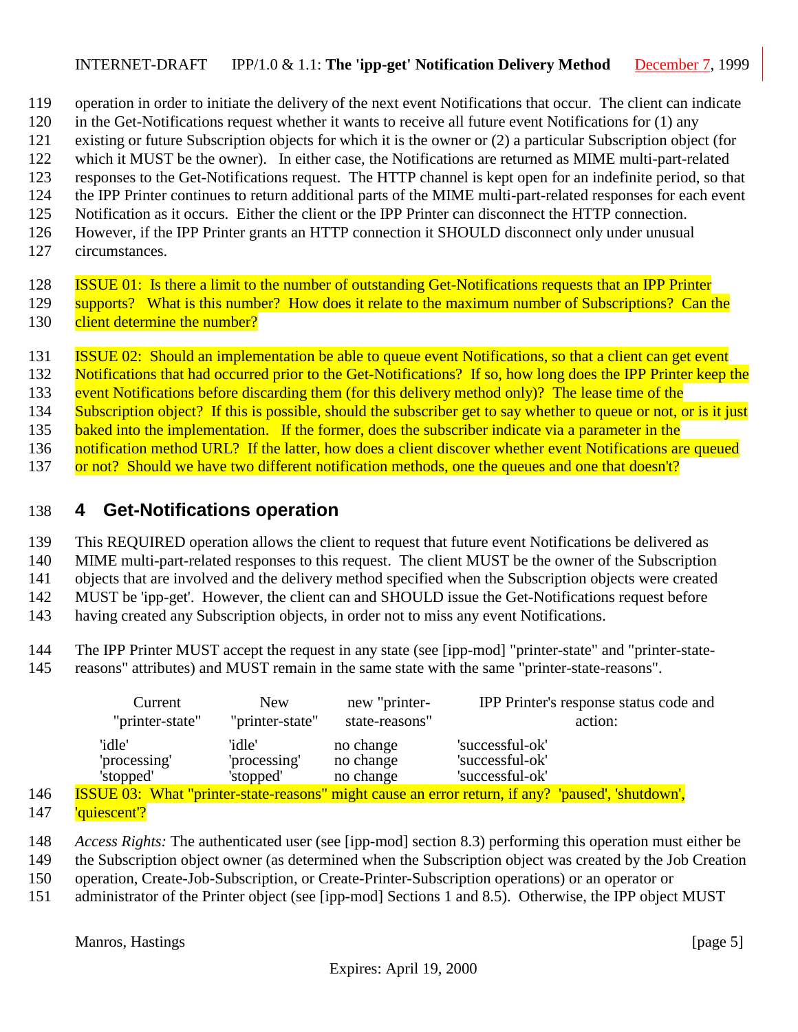operation in order to initiate the delivery of the next event Notifications that occur. The client can indicate in the Get-Notifications request whether it wants to receive all future event Notifications for (1) any existing or future Subscription objects for which it is the owner or (2) a particular Subscription object (for which it MUST be the owner). In either case, the Notifications are returned as MIME multi-part-related responses to the Get-Notifications request. The HTTP channel is kept open for an indefinite period, so that the IPP Printer continues to return additional parts of the MIME multi-part-related responses for each event Notification as it occurs. Either the client or the IPP Printer can disconnect the HTTP connection. However, if the IPP Printer grants an HTTP connection it SHOULD disconnect only under unusual circumstances.

ISSUE 01: Is there a limit to the number of outstanding Get-Notifications requests that an IPP Printer supports? What is this number? How does it relate to the maximum number of Subscriptions? Can the client determine the number?

ISSUE 02: Should an implementation be able to queue event Notifications, so that a client can get event Notifications that had occurred prior to the Get-Notifications? If so, how long does the IPP Printer keep the event Notifications before discarding them (for this delivery method only)? The lease time of the Subscription object? If this is possible, should the subscriber get to say whether to queue or not, or is it just baked into the implementation. If the former, does the subscriber indicate via a parameter in the notification method URL? If the latter, how does a client discover whether event Notifications are queued or not? Should we have two different notification methods, one the queues and one that doesn't?

# 4 Get-Notifications operation

This REQUIRED operation allows the client to request that future event Notifications be delivered as MIME multi-part-related responses to this request. The client MUST be the owner of the Subscription objects that are involved and the delivery method specified when the Subscription objects were created MUST be 'ipp-get'. However, the client can and SHOULD issue the Get-Notifications request before having created any Subscription objects, in order not to miss any event Notifications.

The IPP Printer MUST accept the request in any state (see [ipp-mod] "printer-state" and "printer-state-reasons" attributes) and MUST remain in the same state with the same "printer-state-reasons".

| Current "printer-state" | New "printer-state" | new "printer-state-reasons" | IPP Printer's response status code and action: |
|---|---|---|---|
| 'idle' | 'idle' | no change | 'successful-ok' |
| 'processing' | 'processing' | no change | 'successful-ok' |
| 'stopped' | 'stopped' | no change | 'successful-ok' |

ISSUE 03: What "printer-state-reasons" might cause an error return, if any? 'paused', 'shutdown', 'quiescent'?

*Access Rights:* The authenticated user (see [ipp-mod] section 8.3) performing this operation must either be the Subscription object owner (as determined when the Subscription object was created by the Job Creation operation, Create-Job-Subscription, or Create-Printer-Subscription operations) or an operator or administrator of the Printer object (see [ipp-mod] Sections 1 and 8.5). Otherwise, the IPP object MUST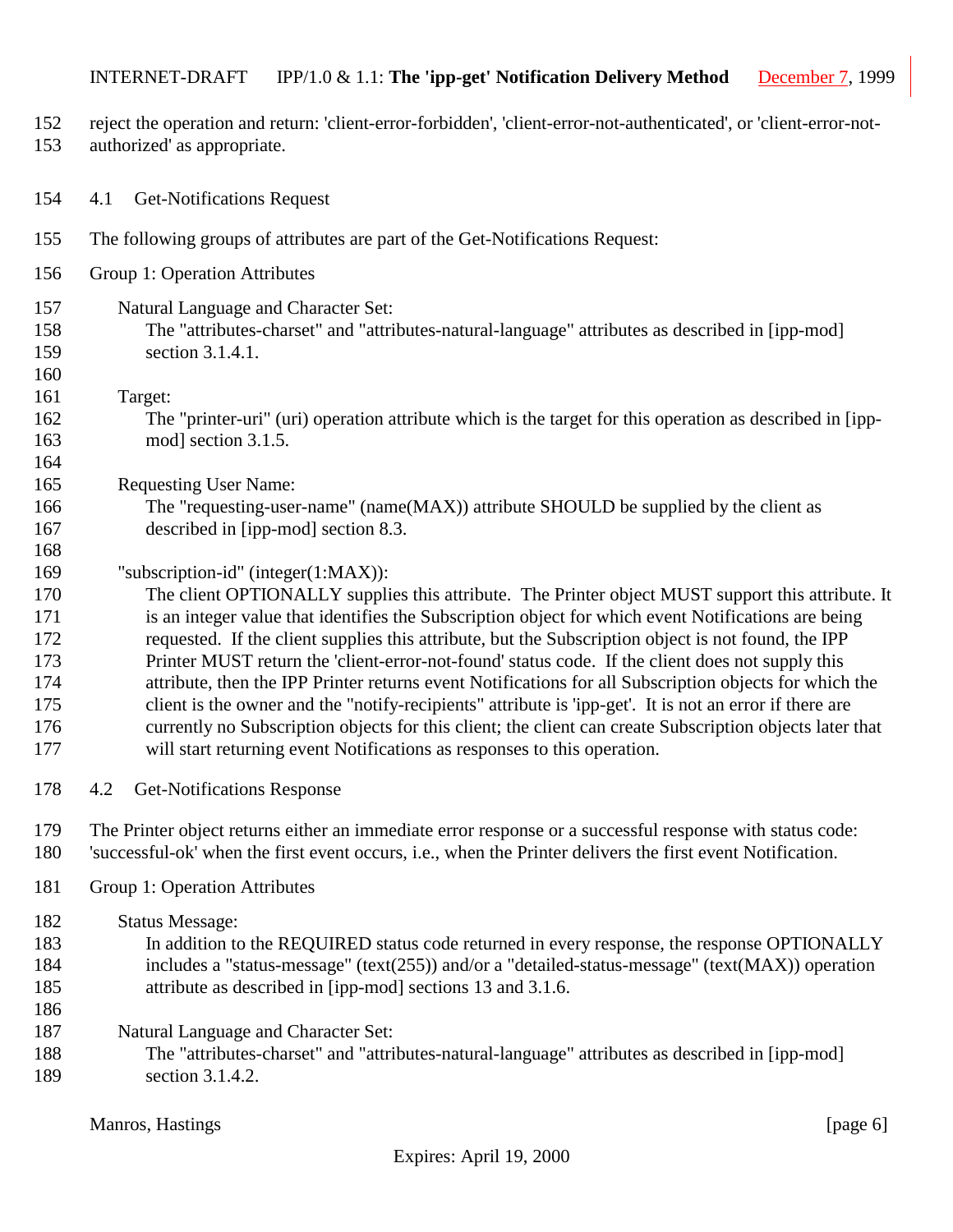reject the operation and return: 'client-error-forbidden', 'client-error-not-authenticated', or 'client-error-not-authorized' as appropriate.

## 4.1 Get-Notifications Request

The following groups of attributes are part of the Get-Notifications Request:

Group 1: Operation Attributes

Natural Language and Character Set:
The "attributes-charset" and "attributes-natural-language" attributes as described in [ipp-mod] section 3.1.4.1.

Target:
The "printer-uri" (uri) operation attribute which is the target for this operation as described in [ipp-mod] section 3.1.5.

Requesting User Name:
The "requesting-user-name" (name(MAX)) attribute SHOULD be supplied by the client as described in [ipp-mod] section 8.3.

"subscription-id" (integer(1:MAX)):
The client OPTIONALLY supplies this attribute. The Printer object MUST support this attribute. It is an integer value that identifies the Subscription object for which event Notifications are being requested. If the client supplies this attribute, but the Subscription object is not found, the IPP Printer MUST return the 'client-error-not-found' status code. If the client does not supply this attribute, then the IPP Printer returns event Notifications for all Subscription objects for which the client is the owner and the "notify-recipients" attribute is 'ipp-get'. It is not an error if there are currently no Subscription objects for this client; the client can create Subscription objects later that will start returning event Notifications as responses to this operation.

## 4.2 Get-Notifications Response

The Printer object returns either an immediate error response or a successful response with status code: 'successful-ok' when the first event occurs, i.e., when the Printer delivers the first event Notification.

Group 1: Operation Attributes

Status Message:
In addition to the REQUIRED status code returned in every response, the response OPTIONALLY includes a "status-message" (text(255)) and/or a "detailed-status-message" (text(MAX)) operation attribute as described in [ipp-mod] sections 13 and 3.1.6.

Natural Language and Character Set:
The "attributes-charset" and "attributes-natural-language" attributes as described in [ipp-mod] section 3.1.4.2.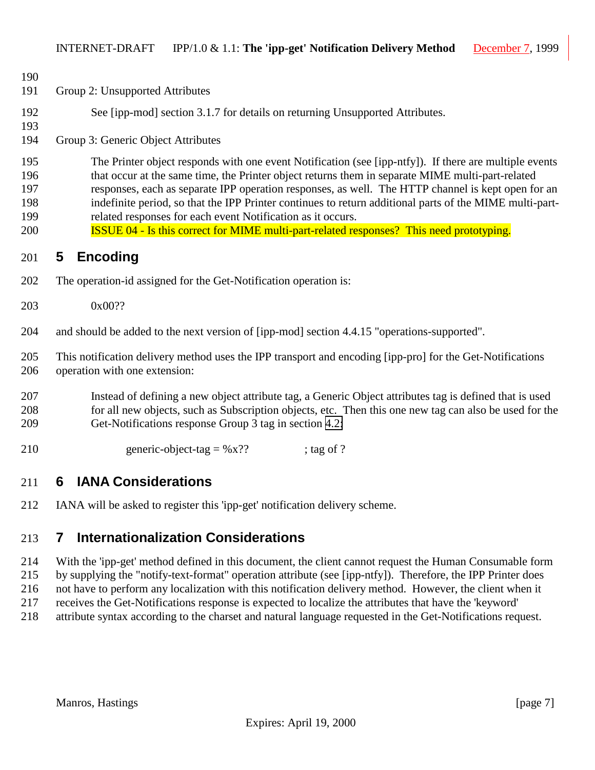Group 2: Unsupported Attributes

See [ipp-mod] section 3.1.7 for details on returning Unsupported Attributes.

Group 3: Generic Object Attributes

The Printer object responds with one event Notification (see [ipp-ntfy]). If there are multiple events that occur at the same time, the Printer object returns them in separate MIME multi-part-related responses, each as separate IPP operation responses, as well. The HTTP channel is kept open for an indefinite period, so that the IPP Printer continues to return additional parts of the MIME multi-part-related responses for each event Notification as it occurs.

ISSUE 04 - Is this correct for MIME multi-part-related responses? This need prototyping.

# 5 Encoding

The operation-id assigned for the Get-Notification operation is:

0x00??

and should be added to the next version of [ipp-mod] section 4.4.15 "operations-supported".

This notification delivery method uses the IPP transport and encoding [ipp-pro] for the Get-Notifications operation with one extension:

Instead of defining a new object attribute tag, a Generic Object attributes tag is defined that is used for all new objects, such as Subscription objects, etc. Then this one new tag can also be used for the Get-Notifications response Group 3 tag in section 4.2:

```
generic-object-tag = %x??          ; tag of ?
```

# 6 IANA Considerations

IANA will be asked to register this 'ipp-get' notification delivery scheme.

# 7 Internationalization Considerations

With the 'ipp-get' method defined in this document, the client cannot request the Human Consumable form by supplying the "notify-text-format" operation attribute (see [ipp-ntfy]). Therefore, the IPP Printer does not have to perform any localization with this notification delivery method. However, the client when it receives the Get-Notifications response is expected to localize the attributes that have the 'keyword' attribute syntax according to the charset and natural language requested in the Get-Notifications request.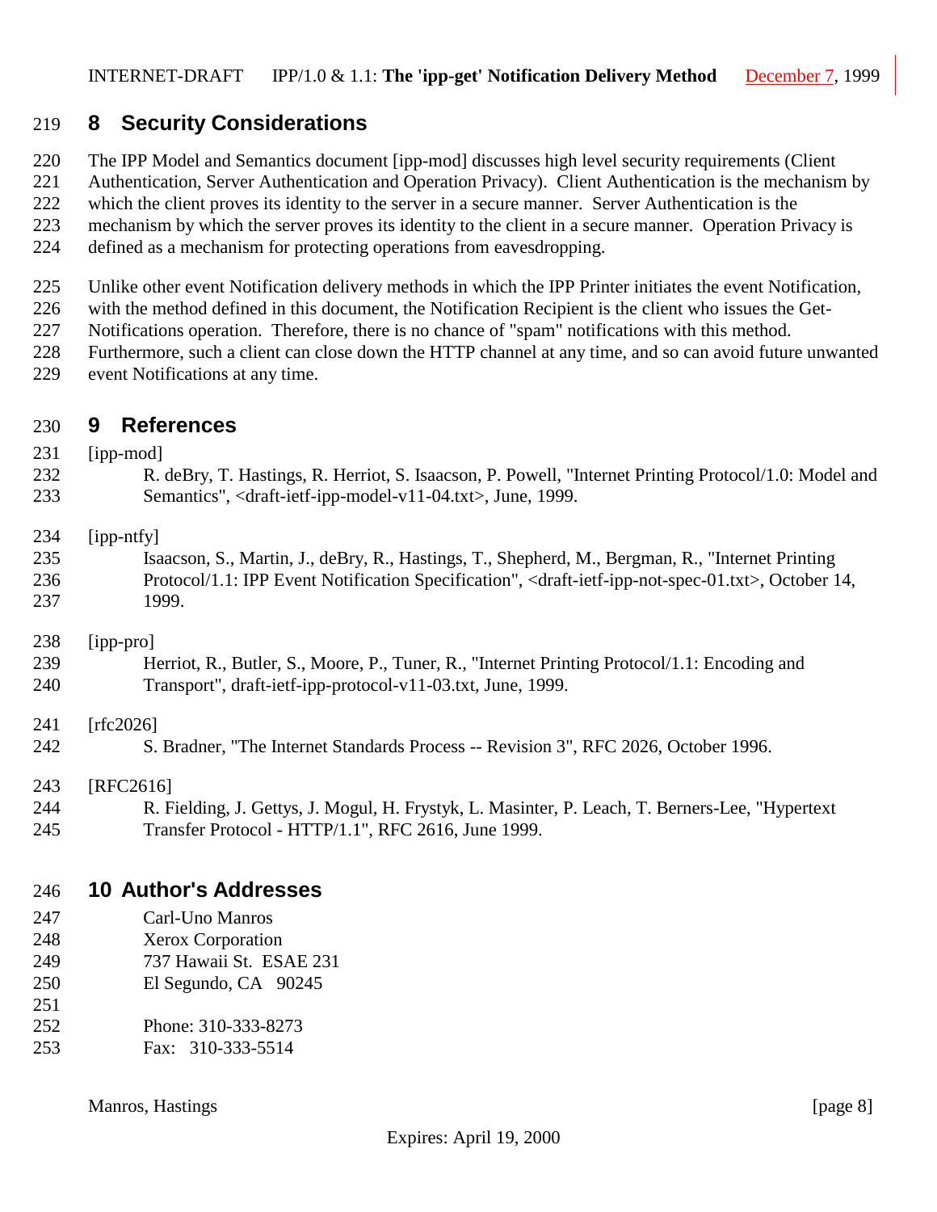## 8 Security Considerations

The IPP Model and Semantics document [ipp-mod] discusses high level security requirements (Client Authentication, Server Authentication and Operation Privacy). Client Authentication is the mechanism by which the client proves its identity to the server in a secure manner. Server Authentication is the mechanism by which the server proves its identity to the client in a secure manner. Operation Privacy is defined as a mechanism for protecting operations from eavesdropping.

Unlike other event Notification delivery methods in which the IPP Printer initiates the event Notification, with the method defined in this document, the Notification Recipient is the client who issues the Get-Notifications operation. Therefore, there is no chance of "spam" notifications with this method. Furthermore, such a client can close down the HTTP channel at any time, and so can avoid future unwanted event Notifications at any time.

## 9 References

[ipp-mod]
R. deBry, T. Hastings, R. Herriot, S. Isaacson, P. Powell, "Internet Printing Protocol/1.0: Model and Semantics", <draft-ietf-ipp-model-v11-04.txt>, June, 1999.

[ipp-ntfy]
Isaacson, S., Martin, J., deBry, R., Hastings, T., Shepherd, M., Bergman, R., "Internet Printing Protocol/1.1: IPP Event Notification Specification", <draft-ietf-ipp-not-spec-01.txt>, October 14, 1999.

[ipp-pro]
Herriot, R., Butler, S., Moore, P., Tuner, R., "Internet Printing Protocol/1.1: Encoding and Transport", draft-ietf-ipp-protocol-v11-03.txt, June, 1999.

[rfc2026]
S. Bradner, "The Internet Standards Process -- Revision 3", RFC 2026, October 1996.

[RFC2616]
R. Fielding, J. Gettys, J. Mogul, H. Frystyk, L. Masinter, P. Leach, T. Berners-Lee, "Hypertext Transfer Protocol - HTTP/1.1", RFC 2616, June 1999.

## 10 Author's Addresses

Carl-Uno Manros
Xerox Corporation
737 Hawaii St. ESAE 231
El Segundo, CA 90245

Phone: 310-333-8273
Fax: 310-333-5514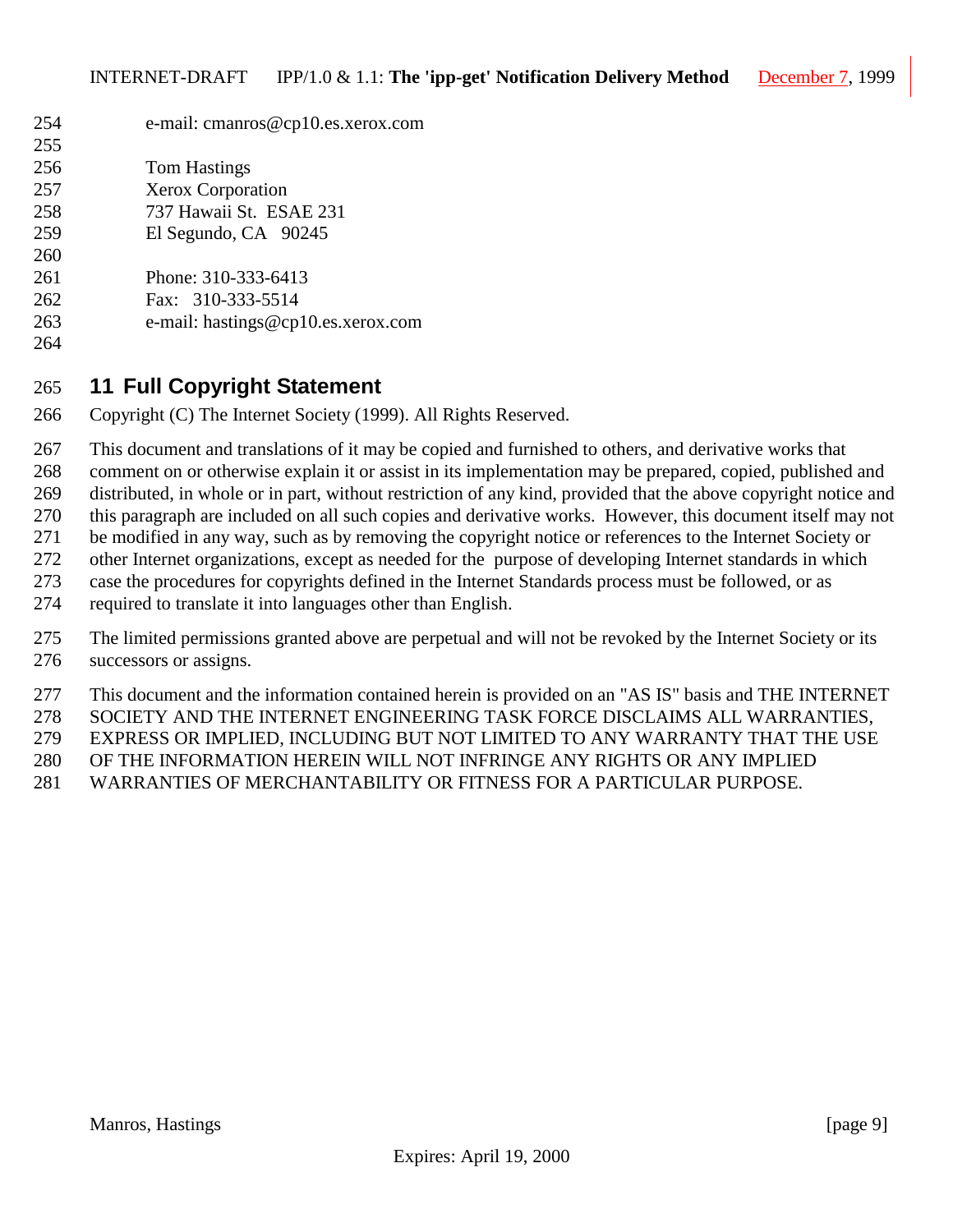e-mail: cmanros@cp10.es.xerox.com

Tom Hastings
Xerox Corporation
737 Hawaii St. ESAE 231
El Segundo, CA 90245

Phone: 310-333-6413
Fax: 310-333-5514
e-mail: hastings@cp10.es.xerox.com

## 11 Full Copyright Statement

Copyright (C) The Internet Society (1999). All Rights Reserved.

This document and translations of it may be copied and furnished to others, and derivative works that comment on or otherwise explain it or assist in its implementation may be prepared, copied, published and distributed, in whole or in part, without restriction of any kind, provided that the above copyright notice and this paragraph are included on all such copies and derivative works. However, this document itself may not be modified in any way, such as by removing the copyright notice or references to the Internet Society or other Internet organizations, except as needed for the purpose of developing Internet standards in which case the procedures for copyrights defined in the Internet Standards process must be followed, or as required to translate it into languages other than English.

The limited permissions granted above are perpetual and will not be revoked by the Internet Society or its successors or assigns.

This document and the information contained herein is provided on an "AS IS" basis and THE INTERNET SOCIETY AND THE INTERNET ENGINEERING TASK FORCE DISCLAIMS ALL WARRANTIES, EXPRESS OR IMPLIED, INCLUDING BUT NOT LIMITED TO ANY WARRANTY THAT THE USE OF THE INFORMATION HEREIN WILL NOT INFRINGE ANY RIGHTS OR ANY IMPLIED WARRANTIES OF MERCHANTABILITY OR FITNESS FOR A PARTICULAR PURPOSE.